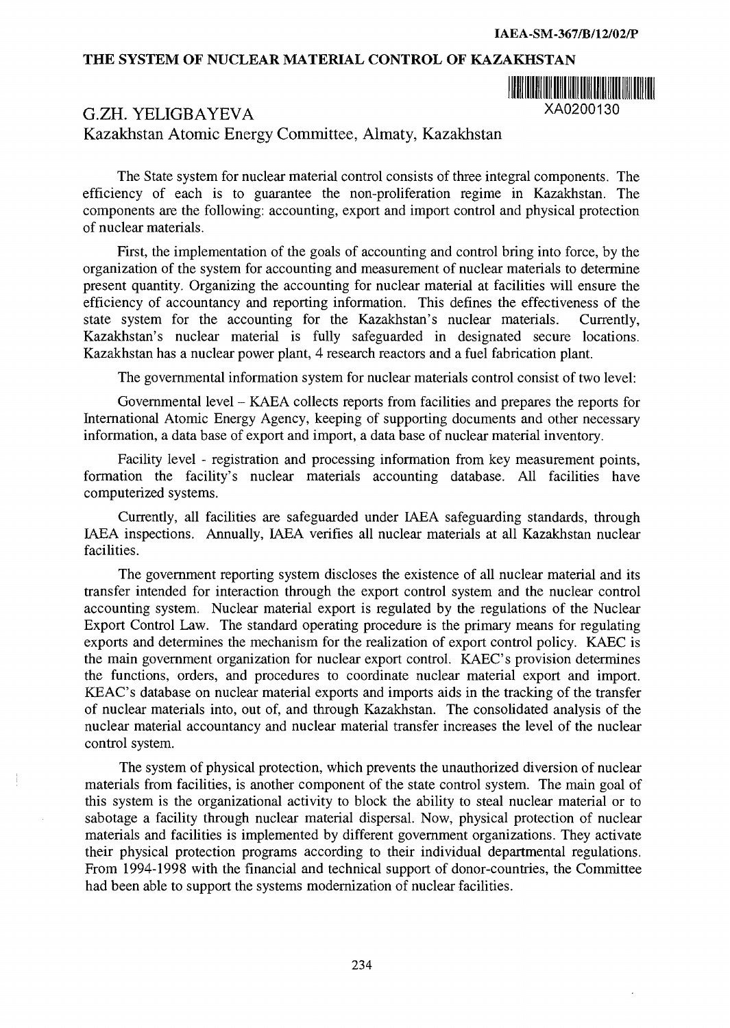# THE SYSTEM OF NUCLEAR MATERIAL CONTROL OF KAZAKHSTAN

XA0200130

G.ZH. YELIGBAYEVA
Kazakhstan Atomic Energy Committee, Almaty, Kazakhstan

The State system for nuclear material control consists of three integral components. The efficiency of each is to guarantee the non-proliferation regime in Kazakhstan. The components are the following: accounting, export and import control and physical protection of nuclear materials.

First, the implementation of the goals of accounting and control bring into force, by the organization of the system for accounting and measurement of nuclear materials to determine present quantity. Organizing the accounting for nuclear material at facilities will ensure the efficiency of accountancy and reporting information. This defines the effectiveness of the state system for the accounting for the Kazakhstan's nuclear materials. Currently, Kazakhstan's nuclear material is fully safeguarded in designated secure locations. Kazakhstan has a nuclear power plant, 4 research reactors and a fuel fabrication plant.

The governmental information system for nuclear materials control consist of two level:

Governmental level – KAEA collects reports from facilities and prepares the reports for International Atomic Energy Agency, keeping of supporting documents and other necessary information, a data base of export and import, a data base of nuclear material inventory.

Facility level - registration and processing information from key measurement points, formation the facility's nuclear materials accounting database. All facilities have computerized systems.

Currently, all facilities are safeguarded under IAEA safeguarding standards, through IAEA inspections. Annually, IAEA verifies all nuclear materials at all Kazakhstan nuclear facilities.

The government reporting system discloses the existence of all nuclear material and its transfer intended for interaction through the export control system and the nuclear control accounting system. Nuclear material export is regulated by the regulations of the Nuclear Export Control Law. The standard operating procedure is the primary means for regulating exports and determines the mechanism for the realization of export control policy. KAEC is the main government organization for nuclear export control. KAEC's provision determines the functions, orders, and procedures to coordinate nuclear material export and import. KEAC's database on nuclear material exports and imports aids in the tracking of the transfer of nuclear materials into, out of, and through Kazakhstan. The consolidated analysis of the nuclear material accountancy and nuclear material transfer increases the level of the nuclear control system.

The system of physical protection, which prevents the unauthorized diversion of nuclear materials from facilities, is another component of the state control system. The main goal of this system is the organizational activity to block the ability to steal nuclear material or to sabotage a facility through nuclear material dispersal. Now, physical protection of nuclear materials and facilities is implemented by different government organizations. They activate their physical protection programs according to their individual departmental regulations. From 1994-1998 with the financial and technical support of donor-countries, the Committee had been able to support the systems modernization of nuclear facilities.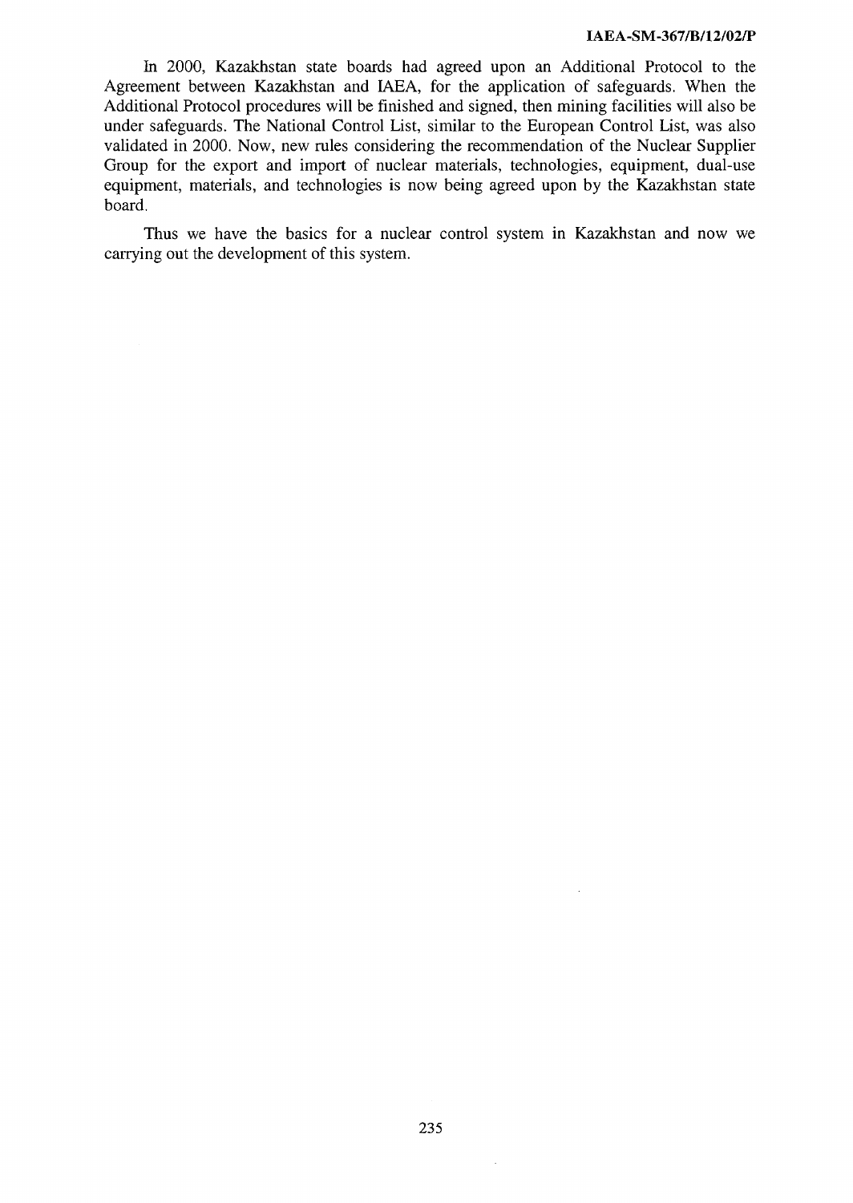In 2000, Kazakhstan state boards had agreed upon an Additional Protocol to the Agreement between Kazakhstan and IAEA, for the application of safeguards. When the Additional Protocol procedures will be finished and signed, then mining facilities will also be under safeguards. The National Control List, similar to the European Control List, was also validated in 2000. Now, new rules considering the recommendation of the Nuclear Supplier Group for the export and import of nuclear materials, technologies, equipment, dual-use equipment, materials, and technologies is now being agreed upon by the Kazakhstan state board.

Thus we have the basics for a nuclear control system in Kazakhstan and now we carrying out the development of this system.